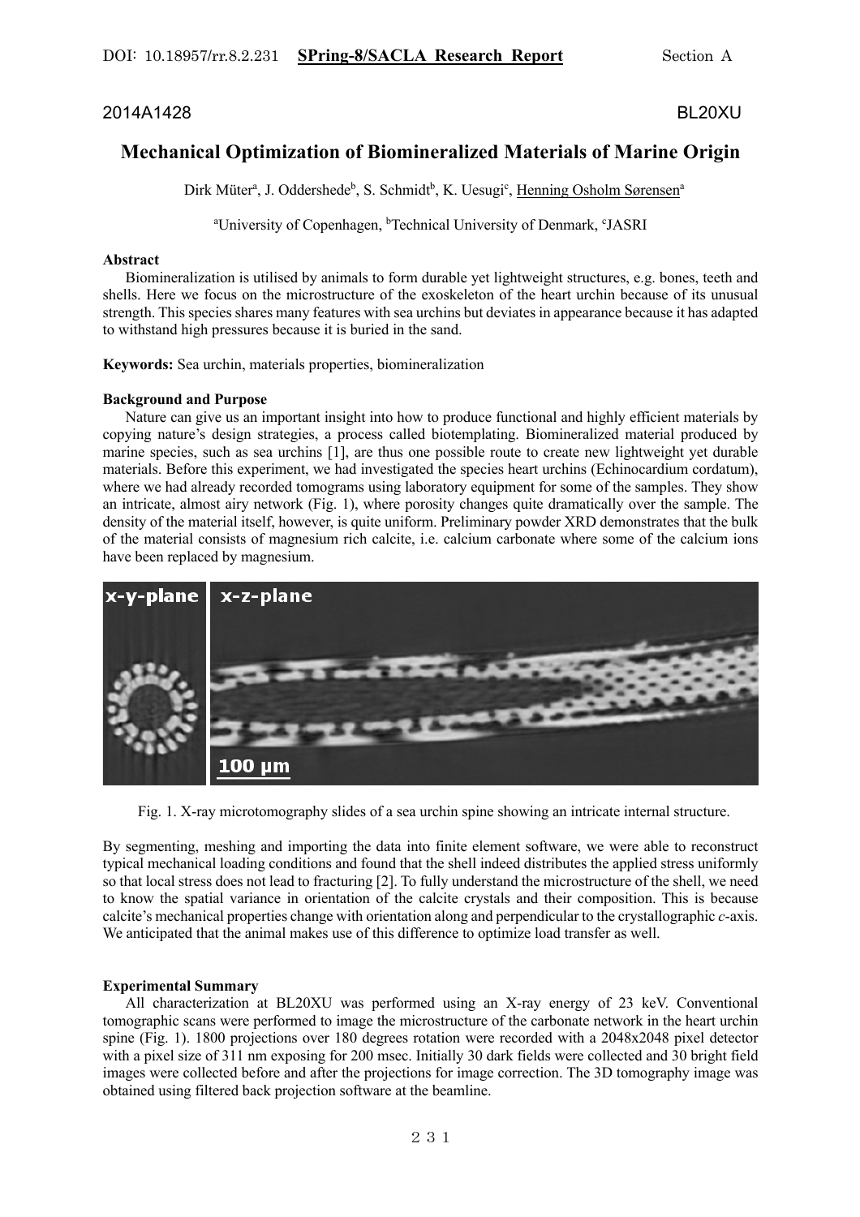2014A1428 BL20XU

# Mechanical Optimization of Biomineralized Materials of Marine Origin

Dirk Müter[a], J. Oddershede[b], S. Schmidt[b], K. Uesugi[c], Henning Osholm Sørensen[a]

[a]University of Copenhagen, [b]Technical University of Denmark, [c]JASRI

**Abstract**

Biomineralization is utilised by animals to form durable yet lightweight structures, e.g. bones, teeth and shells. Here we focus on the microstructure of the exoskeleton of the heart urchin because of its unusual strength. This species shares many features with sea urchins but deviates in appearance because it has adapted to withstand high pressures because it is buried in the sand.

**Keywords:** Sea urchin, materials properties, biomineralization

**Background and Purpose**

Nature can give us an important insight into how to produce functional and highly efficient materials by copying nature's design strategies, a process called biotemplating. Biomineralized material produced by marine species, such as sea urchins [1], are thus one possible route to create new lightweight yet durable materials. Before this experiment, we had investigated the species heart urchins (Echinocardium cordatum), where we had already recorded tomograms using laboratory equipment for some of the samples. They show an intricate, almost airy network (Fig. 1), where porosity changes quite dramatically over the sample. The density of the material itself, however, is quite uniform. Preliminary powder XRD demonstrates that the bulk of the material consists of magnesium rich calcite, i.e. calcium carbonate where some of the calcium ions have been replaced by magnesium.

Fig. 1. X-ray microtomography slides of a sea urchin spine showing an intricate internal structure.

By segmenting, meshing and importing the data into finite element software, we were able to reconstruct typical mechanical loading conditions and found that the shell indeed distributes the applied stress uniformly so that local stress does not lead to fracturing [2]. To fully understand the microstructure of the shell, we need to know the spatial variance in orientation of the calcite crystals and their composition. This is because calcite's mechanical properties change with orientation along and perpendicular to the crystallographic *c*-axis. We anticipated that the animal makes use of this difference to optimize load transfer as well.

**Experimental Summary**

All characterization at BL20XU was performed using an X-ray energy of 23 keV. Conventional tomographic scans were performed to image the microstructure of the carbonate network in the heart urchin spine (Fig. 1). 1800 projections over 180 degrees rotation were recorded with a 2048x2048 pixel detector with a pixel size of 311 nm exposing for 200 msec. Initially 30 dark fields were collected and 30 bright field images were collected before and after the projections for image correction. The 3D tomography image was obtained using filtered back projection software at the beamline.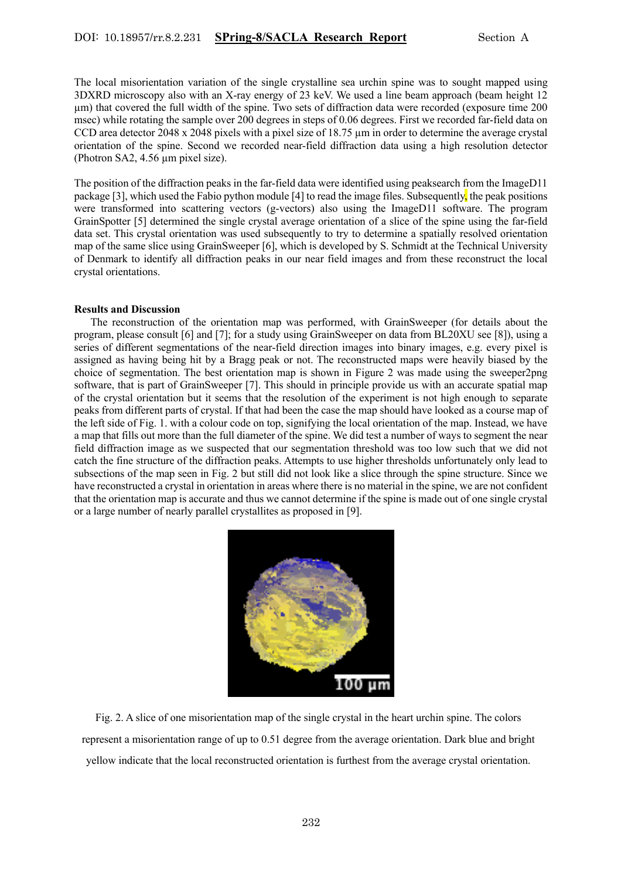The local misorientation variation of the single crystalline sea urchin spine was to sought mapped using 3DXRD microscopy also with an X-ray energy of 23 keV. We used a line beam approach (beam height 12 µm) that covered the full width of the spine. Two sets of diffraction data were recorded (exposure time 200 msec) while rotating the sample over 200 degrees in steps of 0.06 degrees. First we recorded far-field data on CCD area detector 2048 x 2048 pixels with a pixel size of 18.75 µm in order to determine the average crystal orientation of the spine. Second we recorded near-field diffraction data using a high resolution detector (Photron SA2, 4.56 µm pixel size).

The position of the diffraction peaks in the far-field data were identified using peaksearch from the ImageD11 package [3], which used the Fabio python module [4] to read the image files. Subsequently, the peak positions were transformed into scattering vectors (g-vectors) also using the ImageD11 software. The program GrainSpotter [5] determined the single crystal average orientation of a slice of the spine using the far-field data set. This crystal orientation was used subsequently to try to determine a spatially resolved orientation map of the same slice using GrainSweeper [6], which is developed by S. Schmidt at the Technical University of Denmark to identify all diffraction peaks in our near field images and from these reconstruct the local crystal orientations.

**Results and Discussion**

The reconstruction of the orientation map was performed, with GrainSweeper (for details about the program, please consult [6] and [7]; for a study using GrainSweeper on data from BL20XU see [8]), using a series of different segmentations of the near-field direction images into binary images, e.g. every pixel is assigned as having being hit by a Bragg peak or not. The reconstructed maps were heavily biased by the choice of segmentation. The best orientation map is shown in Figure 2 was made using the sweeper2png software, that is part of GrainSweeper [7]. This should in principle provide us with an accurate spatial map of the crystal orientation but it seems that the resolution of the experiment is not high enough to separate peaks from different parts of crystal. If that had been the case the map should have looked as a course map of the left side of Fig. 1. with a colour code on top, signifying the local orientation of the map. Instead, we have a map that fills out more than the full diameter of the spine. We did test a number of ways to segment the near field diffraction image as we suspected that our segmentation threshold was too low such that we did not catch the fine structure of the diffraction peaks. Attempts to use higher thresholds unfortunately only lead to subsections of the map seen in Fig. 2 but still did not look like a slice through the spine structure. Since we have reconstructed a crystal in orientation in areas where there is no material in the spine, we are not confident that the orientation map is accurate and thus we cannot determine if the spine is made out of one single crystal or a large number of nearly parallel crystallites as proposed in [9].

Fig. 2. A slice of one misorientation map of the single crystal in the heart urchin spine. The colors represent a misorientation range of up to 0.51 degree from the average orientation. Dark blue and bright yellow indicate that the local reconstructed orientation is furthest from the average crystal orientation.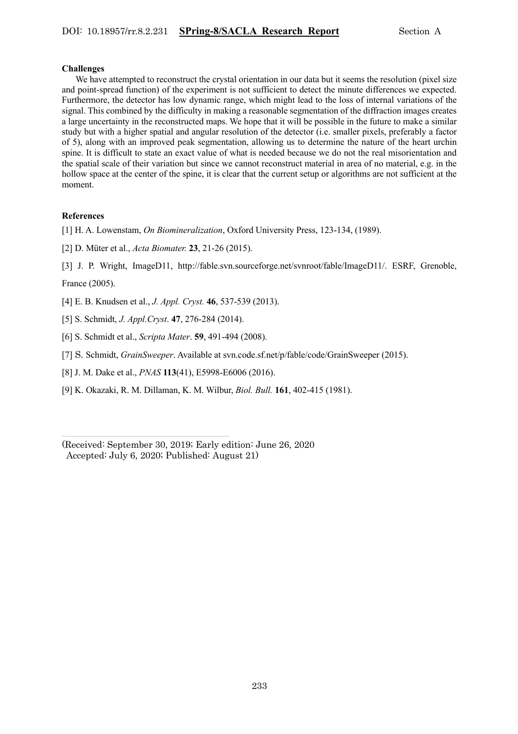**Challenges**

We have attempted to reconstruct the crystal orientation in our data but it seems the resolution (pixel size and point-spread function) of the experiment is not sufficient to detect the minute differences we expected. Furthermore, the detector has low dynamic range, which might lead to the loss of internal variations of the signal. This combined by the difficulty in making a reasonable segmentation of the diffraction images creates a large uncertainty in the reconstructed maps. We hope that it will be possible in the future to make a similar study but with a higher spatial and angular resolution of the detector (i.e. smaller pixels, preferably a factor of 5), along with an improved peak segmentation, allowing us to determine the nature of the heart urchin spine. It is difficult to state an exact value of what is needed because we do not the real misorientation and the spatial scale of their variation but since we cannot reconstruct material in area of no material, e.g. in the hollow space at the center of the spine, it is clear that the current setup or algorithms are not sufficient at the moment.

**References**

[1] H. A. Lowenstam, *On Biomineralization*, Oxford University Press, 123-134, (1989).

[2] D. Müter et al., *Acta Biomater.* **23**, 21-26 (2015).

[3] J. P. Wright, ImageD11, http://fable.svn.sourceforge.net/svnroot/fable/ImageD11/. ESRF, Grenoble, France (2005).

[4] E. B. Knudsen et al., *J. Appl. Cryst.* **46**, 537-539 (2013).

[5] S. Schmidt, *J. Appl.Cryst*. **47**, 276-284 (2014).

[6] S. Schmidt et al., *Scripta Mater*. **59**, 491-494 (2008).

[7] S. Schmidt, *GrainSweeper*. Available at svn.code.sf.net/p/fable/code/GrainSweeper (2015).

[8] J. M. Dake et al., *PNAS* **113**(41), E5998-E6006 (2016).

[9] K. Okazaki, R. M. Dillaman, K. M. Wilbur, *Biol. Bull.* **161**, 402-415 (1981).

(Received: September 30, 2019; Early edition: June 26, 2020
Accepted: July 6, 2020; Published: August 21)